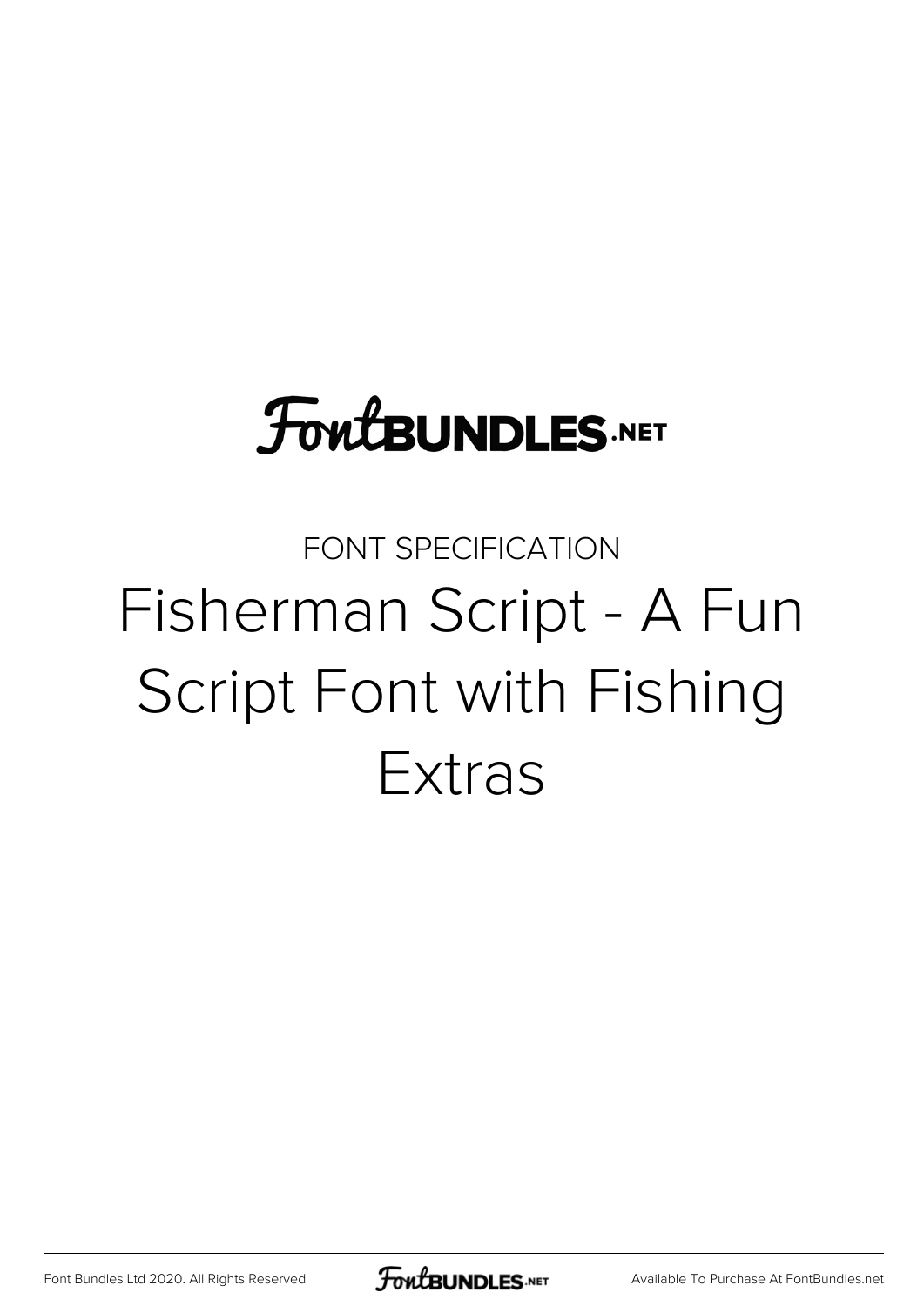FontBUNDLES.NET

FONT SPECIFICATION

# Fisherman Script - A Fun Script Font with Fishing Extras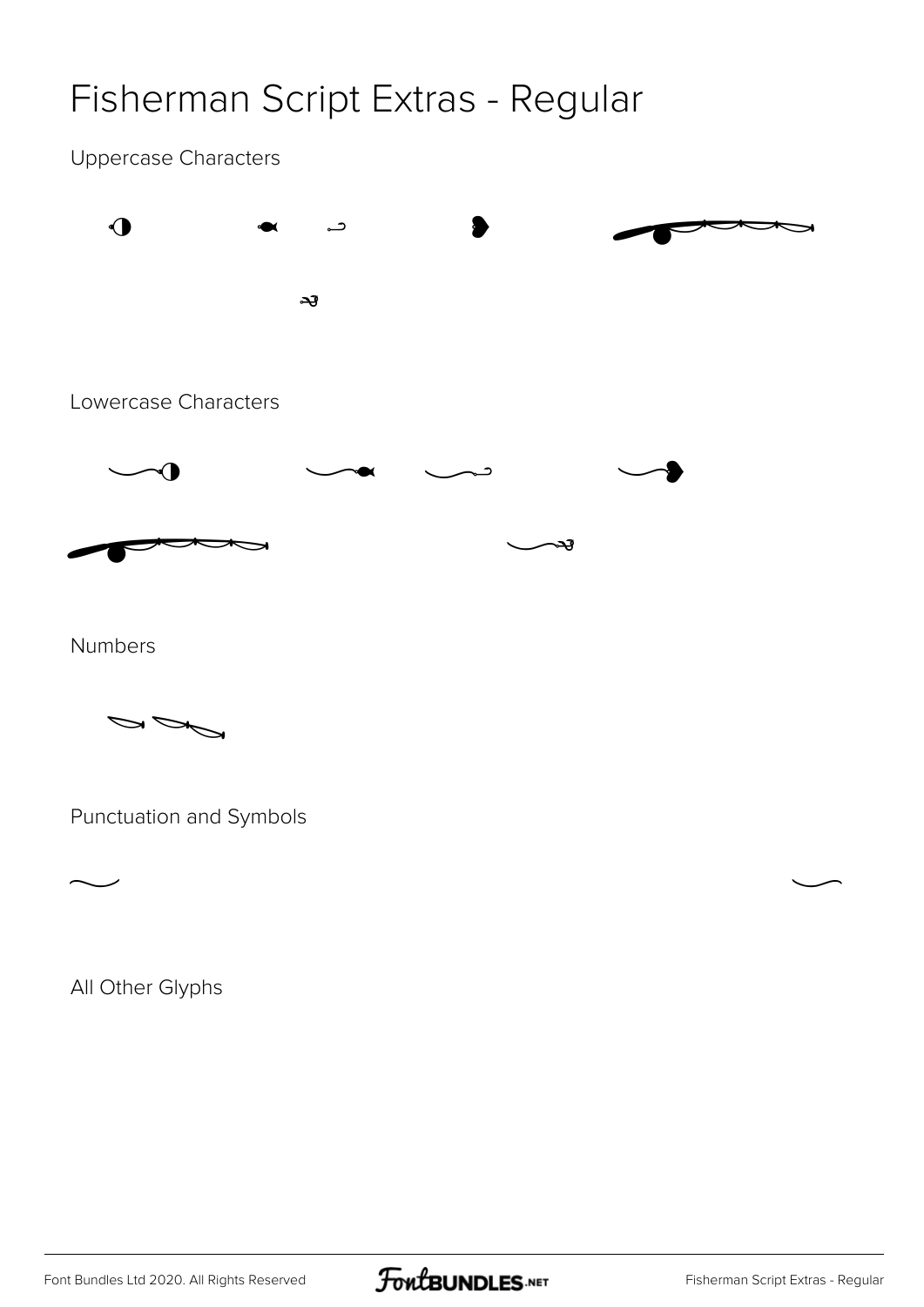# Fisherman Script Extras - Regular

Uppercase Characters

Lowercase Characters

Numbers

Punctuation and Symbols

All Other Glyphs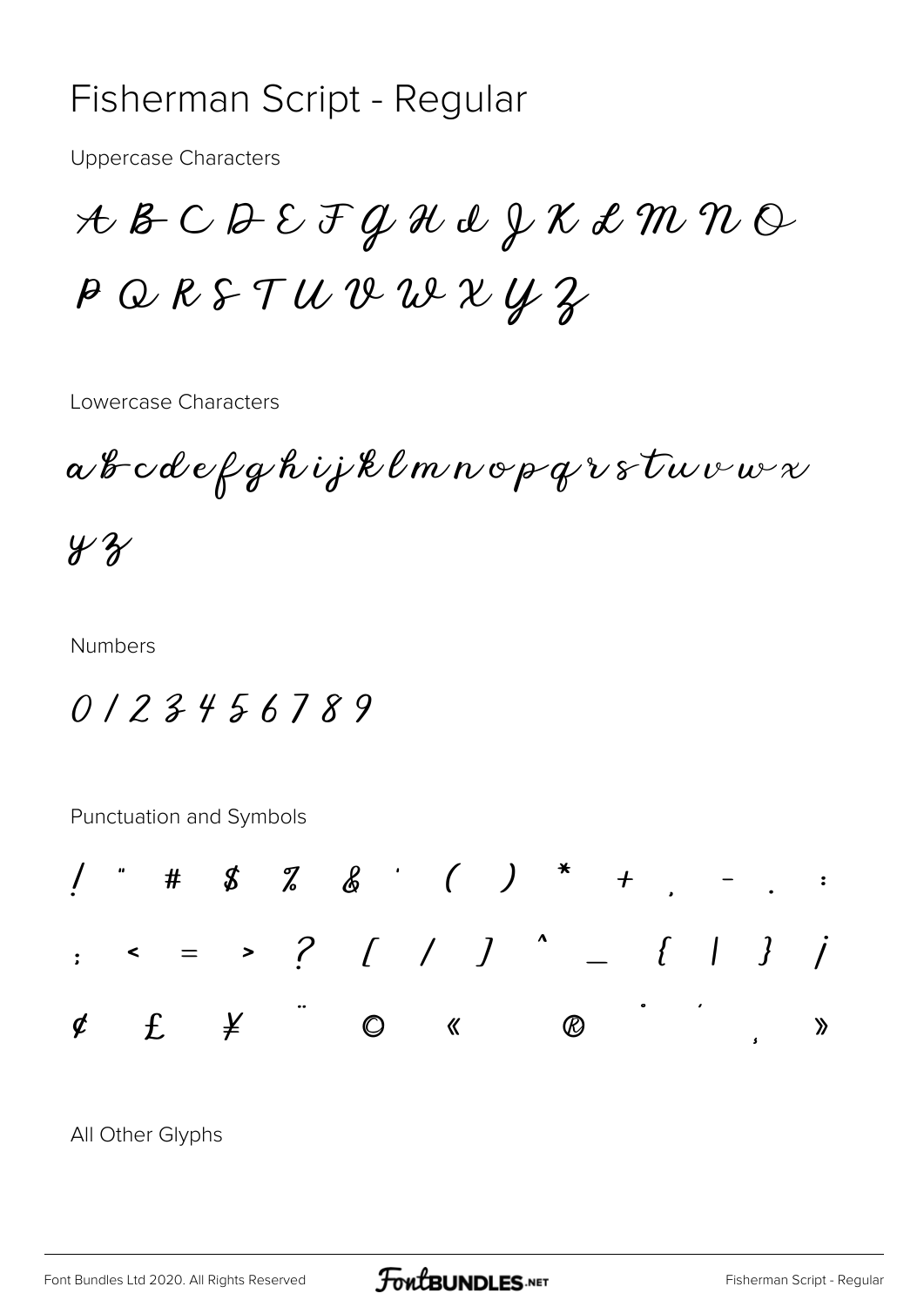# Fisherman Script - Regular

Uppercase Characters

A B C D E F G H I J K L M N O

P Q R S T U V W X Y Z

Lowercase Characters

a b c d e f g h i j k l m n o p q r s t u v w x

y z

Numbers

0 1 2 3 4 5 6 7 8 9

Punctuation and Symbols

! " # $ % & ' ( ) * + , - . :

; < = > ? [ / ] ^ _ { | } ¡

¢ £ ¥ ¨ © « ® ˙ ´ ¸ »

All Other Glyphs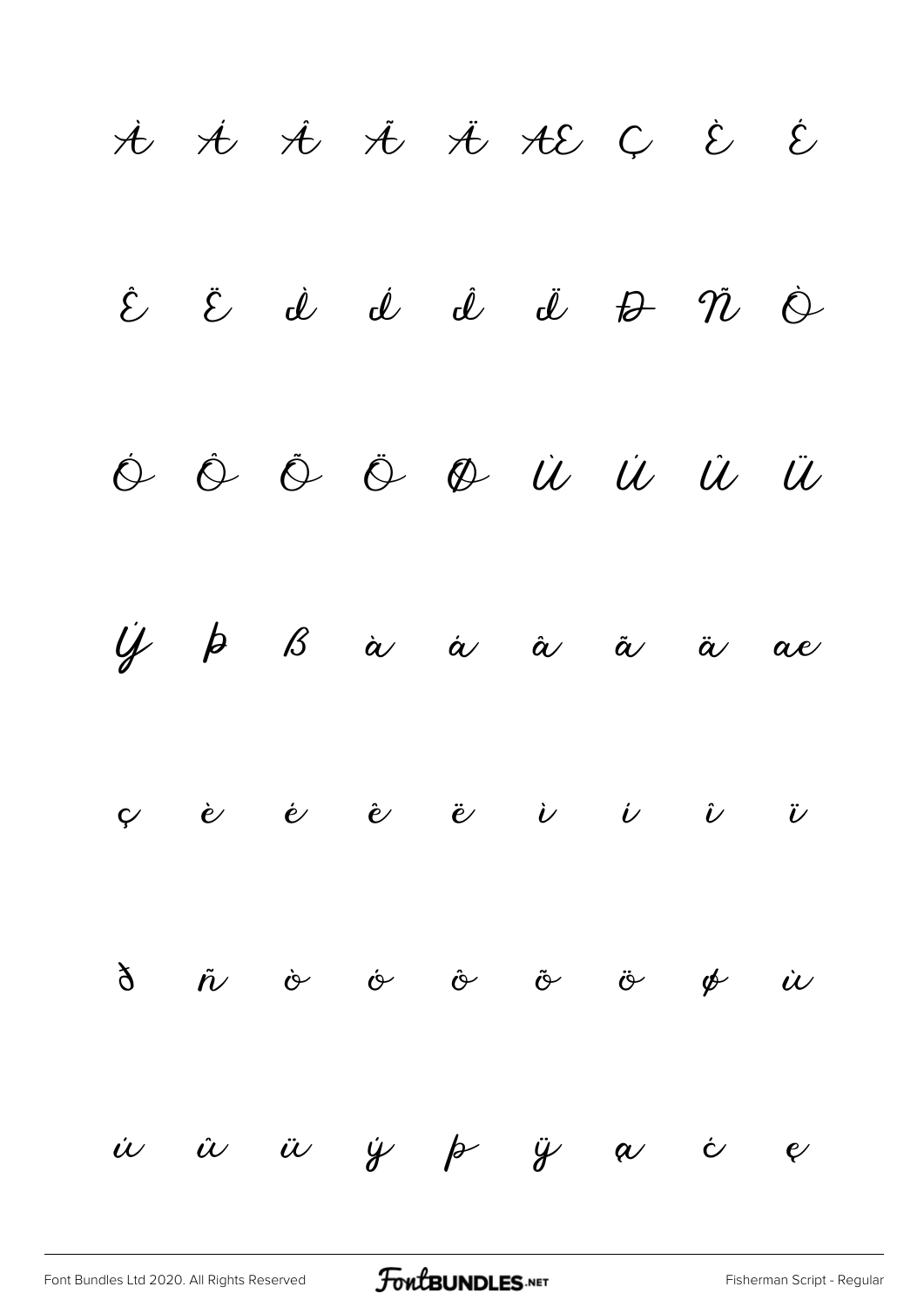À Á Â Ã Ä Æ Ç È É

Ê Ë Ì Í Î Ï Đ Ñ Ò

Ó Ô Õ Ö Ø Ù Ú Û Ü

Ý Þ ß à á â ã ä æ

ç è é ê ë ì í î ï

ð ñ ò ó ô õ ö ø ù

ú û ü ý þ ÿ ą ċ ę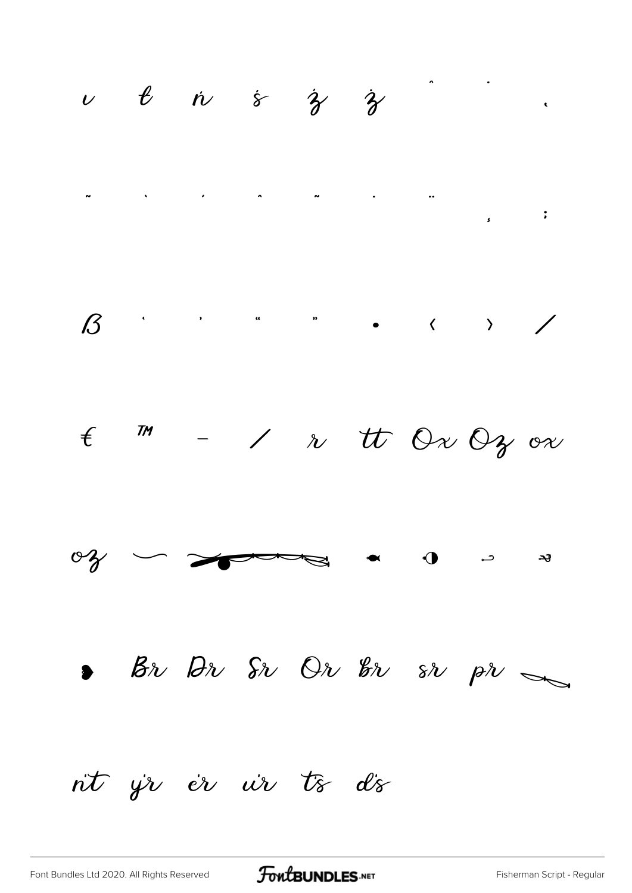ι ŀ ń ś ź ż ˆ ˙ ˛

˜ ˋ ˊ ˆ ˜ ˙ ¨ , ;

ß ' ' " " • ‹ › /

€ ™ – / r tt Ox Oz ox

oz

Br Dr Sr Or br sr pr

n't y'r e'r u'r t's d's